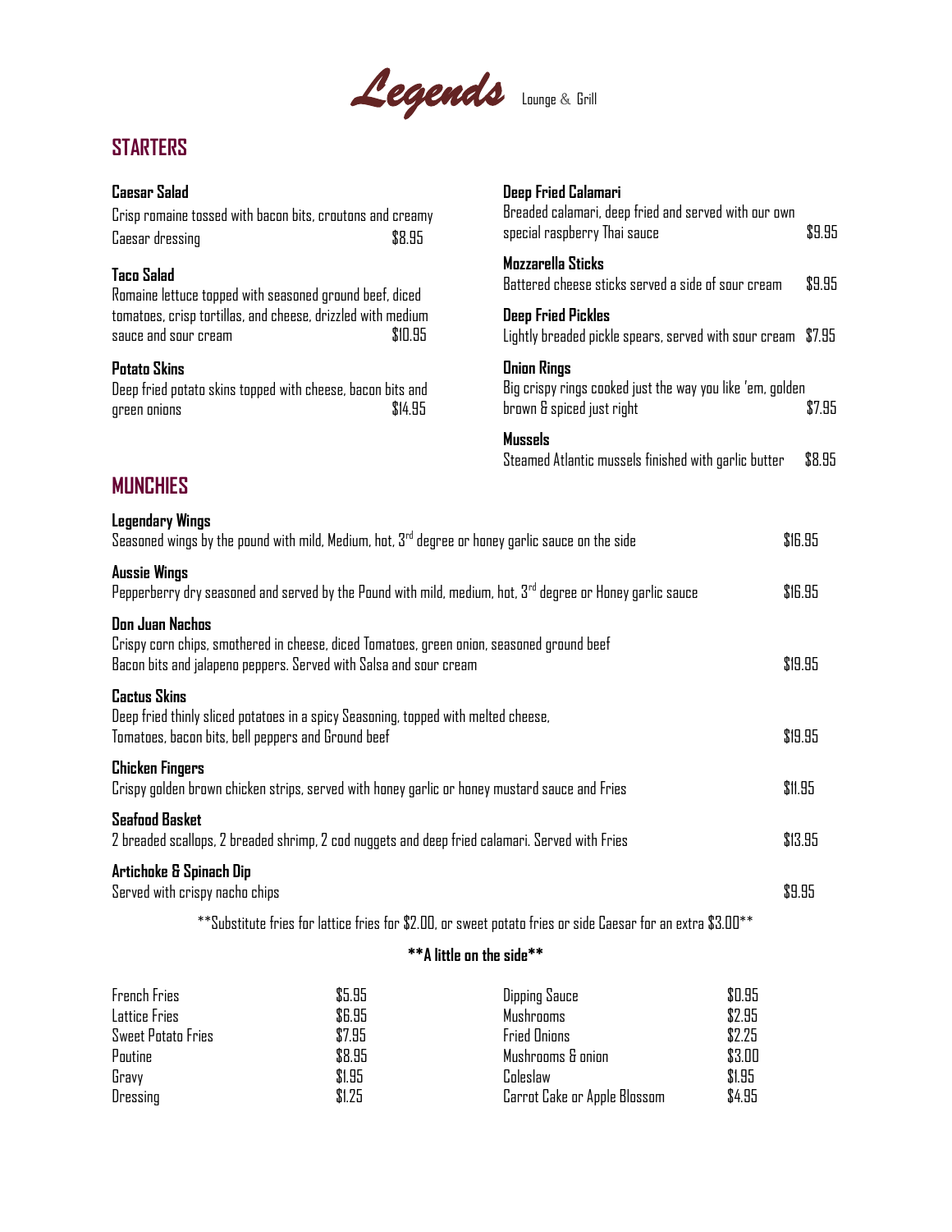# *Legends* Lounge & Grill

## STARTERS

**Caesar Salad**
Crisp romaine tossed with bacon bits, croutons and creamy Caesar dressing $8.95

**Taco Salad**
Romaine lettuce topped with seasoned ground beef, diced tomatoes, crisp tortillas, and cheese, drizzled with medium sauce and sour cream $10.95

**Potato Skins**
Deep fried potato skins topped with cheese, bacon bits and green onions $14.95

**Deep Fried Calamari**
Breaded calamari, deep fried and served with our own special raspberry Thai sauce $9.95

**Mozzarella Sticks**
Battered cheese sticks served a side of sour cream $9.95

**Deep Fried Pickles**
Lightly breaded pickle spears, served with sour cream $7.95

**Onion Rings**
Big crispy rings cooked just the way you like 'em, golden brown & spiced just right $7.95

**Mussels**
Steamed Atlantic mussels finished with garlic butter $8.95

## MUNCHIES

**Legendary Wings**
Seasoned wings by the pound with mild, Medium, hot, 3rd degree or honey garlic sauce on the side $16.95

**Aussie Wings**
Pepperberry dry seasoned and served by the Pound with mild, medium, hot, 3rd degree or Honey garlic sauce $16.95

**Don Juan Nachos**
Crispy corn chips, smothered in cheese, diced Tomatoes, green onion, seasoned ground beef Bacon bits and jalapeno peppers. Served with Salsa and sour cream $19.95

**Cactus Skins**
Deep fried thinly sliced potatoes in a spicy Seasoning, topped with melted cheese, Tomatoes, bacon bits, bell peppers and Ground beef $19.95

**Chicken Fingers**
Crispy golden brown chicken strips, served with honey garlic or honey mustard sauce and Fries $11.95

**Seafood Basket**
2 breaded scallops, 2 breaded shrimp, 2 cod nuggets and deep fried calamari. Served with Fries $13.95

**Artichoke & Spinach Dip**
Served with crispy nacho chips $9.95

**Substitute fries for lattice fries for $2.00, or sweet potato fries or side Caesar for an extra $3.00**

### **A little on the side**

| Item | Price | Item | Price |
|---|---|---|---|
| French Fries | $5.95 | Dipping Sauce | $0.95 |
| Lattice Fries | $6.95 | Mushrooms | $2.95 |
| Sweet Potato Fries | $7.95 | Fried Onions | $2.25 |
| Poutine | $8.95 | Mushrooms & onion | $3.00 |
| Gravy | $1.95 | Coleslaw | $1.95 |
| Dressing | $1.25 | Carrot Cake or Apple Blossom | $4.95 |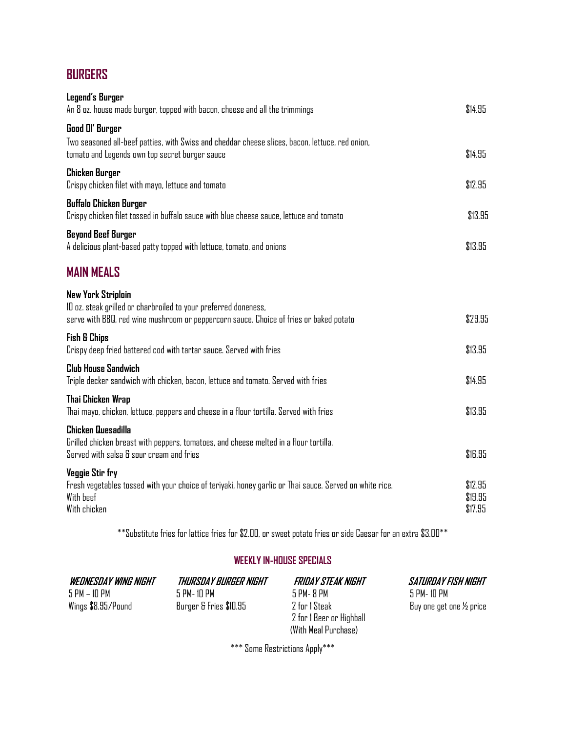## BURGERS

**Legend's Burger**
An 8 oz. house made burger, topped with bacon, cheese and all the trimmings — $14.95

**Good Ol' Burger**
Two seasoned all-beef patties, with Swiss and cheddar cheese slices, bacon, lettuce, red onion, tomato and Legends own top secret burger sauce — $14.95

**Chicken Burger**
Crispy chicken filet with mayo, lettuce and tomato — $12.95

**Buffalo Chicken Burger**
Crispy chicken filet tossed in buffalo sauce with blue cheese sauce, lettuce and tomato — $13.95

**Beyond Beef Burger**
A delicious plant-based patty topped with lettuce, tomato, and onions — $13.95

## MAIN MEALS

**New York Striploin**
10 oz. steak grilled or charbroiled to your preferred doneness, serve with BBQ, red wine mushroom or peppercorn sauce. Choice of fries or baked potato — $29.95

**Fish & Chips**
Crispy deep fried battered cod with tartar sauce. Served with fries — $13.95

**Club House Sandwich**
Triple decker sandwich with chicken, bacon, lettuce and tomato. Served with fries — $14.95

**Thai Chicken Wrap**
Thai mayo, chicken, lettuce, peppers and cheese in a flour tortilla. Served with fries — $13.95

**Chicken Quesadilla**
Grilled chicken breast with peppers, tomatoes, and cheese melted in a flour tortilla. Served with salsa & sour cream and fries — $16.95

**Veggie Stir fry**
Fresh vegetables tossed with your choice of teriyaki, honey garlic or Thai sauce. Served on white rice. — $12.95
With beef — $19.95
With chicken — $17.95

**Substitute fries for lattice fries for $2.00, or sweet potato fries or side Caesar for an extra $3.00**

### WEEKLY IN-HOUSE SPECIALS

***WEDNESDAY WING NIGHT***
5 PM – 10 PM
Wings $8.95/Pound

***THURSDAY BURGER NIGHT***
5 PM- 10 PM
Burger & Fries $10.95

***FRIDAY STEAK NIGHT***
5 PM- 8 PM
2 for 1 Steak
2 for 1 Beer or Highball
(With Meal Purchase)

***SATURDAY FISH NIGHT***
5 PM- 10 PM
Buy one get one ½ price

*** Some Restrictions Apply***